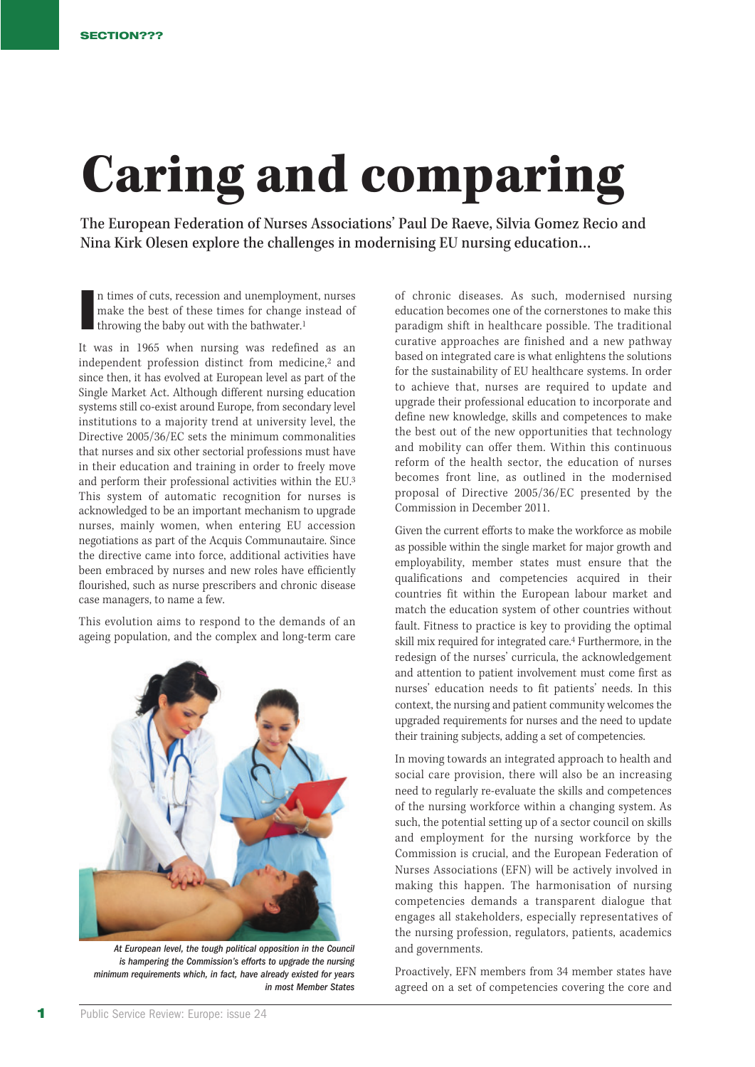# Caring and comparing

**The European Federation of Nurses Associations' Paul De Raeve, Silvia Gomez Recio and Nina Kirk Olesen explore the challenges in modernising EU nursing education…**

In times of cuts, recession and unemployment, nurses make the best of these times for change instead of throwing the baby out with the bathwater.[1]

It was in 1965 when nursing was redefined as an independent profession distinct from medicine,[2] and since then, it has evolved at European level as part of the Single Market Act. Although different nursing education systems still co-exist around Europe, from secondary level institutions to a majority trend at university level, the Directive 2005/36/EC sets the minimum commonalities that nurses and six other sectorial professions must have in their education and training in order to freely move and perform their professional activities within the EU.[3] This system of automatic recognition for nurses is acknowledged to be an important mechanism to upgrade nurses, mainly women, when entering EU accession negotiations as part of the Acquis Communautaire. Since the directive came into force, additional activities have been embraced by nurses and new roles have efficiently flourished, such as nurse prescribers and chronic disease case managers, to name a few.

This evolution aims to respond to the demands of an ageing population, and the complex and long-term care of chronic diseases. As such, modernised nursing education becomes one of the cornerstones to make this paradigm shift in healthcare possible. The traditional curative approaches are finished and a new pathway based on integrated care is what enlightens the solutions for the sustainability of EU healthcare systems. In order to achieve that, nurses are required to update and upgrade their professional education to incorporate and define new knowledge, skills and competences to make the best out of the new opportunities that technology and mobility can offer them. Within this continuous reform of the health sector, the education of nurses becomes front line, as outlined in the modernised proposal of Directive 2005/36/EC presented by the Commission in December 2011.

*At European level, the tough political opposition in the Council is hampering the Commission's efforts to upgrade the nursing minimum requirements which, in fact, have already existed for years in most Member States*

Given the current efforts to make the workforce as mobile as possible within the single market for major growth and employability, member states must ensure that the qualifications and competencies acquired in their countries fit within the European labour market and match the education system of other countries without fault. Fitness to practice is key to providing the optimal skill mix required for integrated care.[4] Furthermore, in the redesign of the nurses' curricula, the acknowledgement and attention to patient involvement must come first as nurses' education needs to fit patients' needs. In this context, the nursing and patient community welcomes the upgraded requirements for nurses and the need to update their training subjects, adding a set of competencies.

In moving towards an integrated approach to health and social care provision, there will also be an increasing need to regularly re-evaluate the skills and competences of the nursing workforce within a changing system. As such, the potential setting up of a sector council on skills and employment for the nursing workforce by the Commission is crucial, and the European Federation of Nurses Associations (EFN) will be actively involved in making this happen. The harmonisation of nursing competencies demands a transparent dialogue that engages all stakeholders, especially representatives of the nursing profession, regulators, patients, academics and governments.

Proactively, EFN members from 34 member states have agreed on a set of competencies covering the core and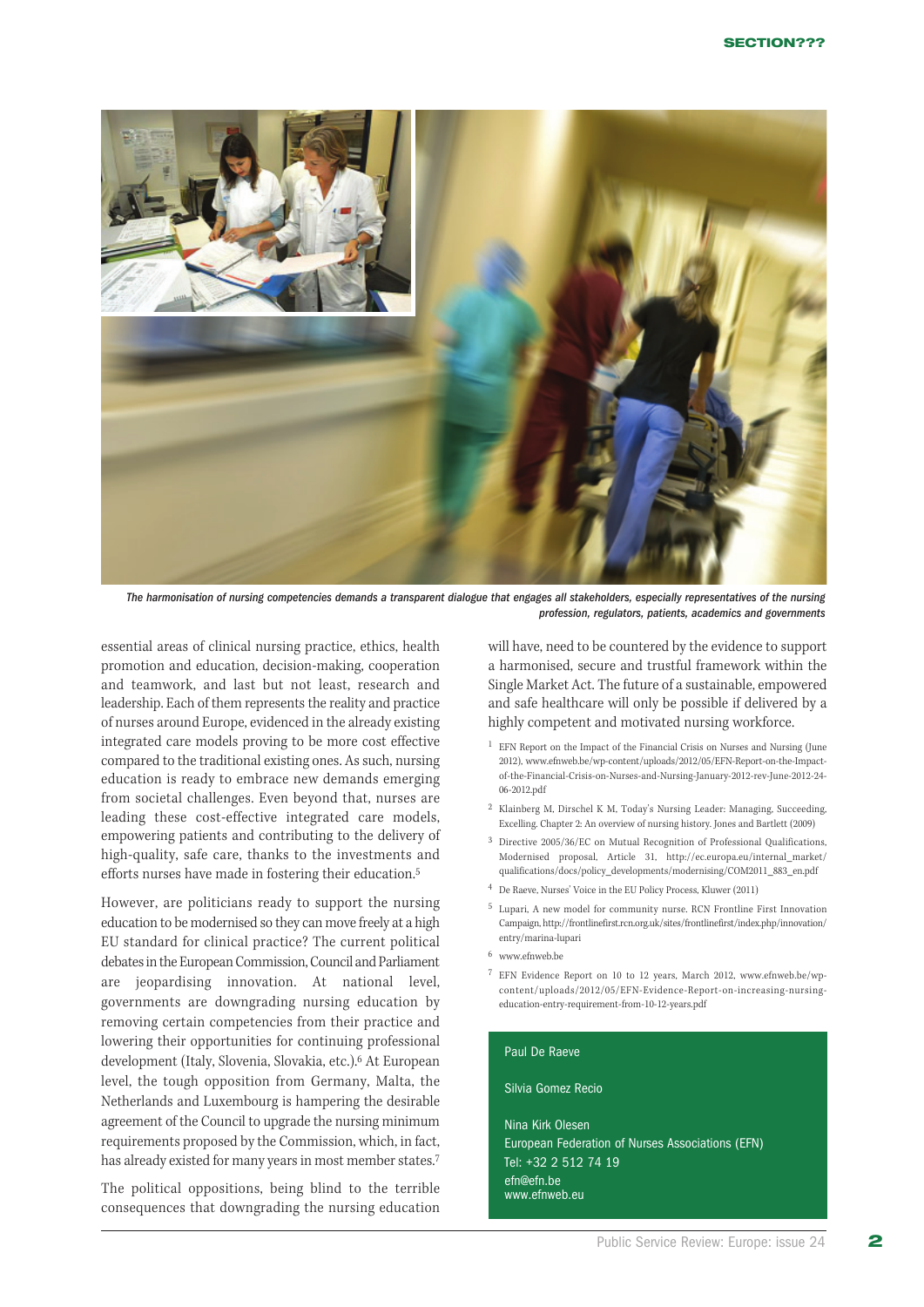*The harmonisation of nursing competencies demands a transparent dialogue that engages all stakeholders, especially representatives of the nursing profession, regulators, patients, academics and governments*

essential areas of clinical nursing practice, ethics, health promotion and education, decision-making, cooperation and teamwork, and last but not least, research and leadership. Each of them represents the reality and practice of nurses around Europe, evidenced in the already existing integrated care models proving to be more cost effective compared to the traditional existing ones. As such, nursing education is ready to embrace new demands emerging from societal challenges. Even beyond that, nurses are leading these cost-effective integrated care models, empowering patients and contributing to the delivery of high-quality, safe care, thanks to the investments and efforts nurses have made in fostering their education.[5]

However, are politicians ready to support the nursing education to be modernised so they can move freely at a high EU standard for clinical practice? The current political debates in the European Commission, Council and Parliament are jeopardising innovation. At national level, governments are downgrading nursing education by removing certain competencies from their practice and lowering their opportunities for continuing professional development (Italy, Slovenia, Slovakia, etc.).[6] At European level, the tough opposition from Germany, Malta, the Netherlands and Luxembourg is hampering the desirable agreement of the Council to upgrade the nursing minimum requirements proposed by the Commission, which, in fact, has already existed for many years in most member states.[7]

The political oppositions, being blind to the terrible consequences that downgrading the nursing education will have, need to be countered by the evidence to support a harmonised, secure and trustful framework within the Single Market Act. The future of a sustainable, empowered and safe healthcare will only be possible if delivered by a highly competent and motivated nursing workforce.

1. EFN Report on the Impact of the Financial Crisis on Nurses and Nursing (June 2012), www.efnweb.be/wp-content/uploads/2012/05/EFN-Report-on-the-Impact-of-the-Financial-Crisis-on-Nurses-and-Nursing-January-2012-rev-June-2012-24-06-2012.pdf
2. Klainberg M, Dirschel K M, Today's Nursing Leader: Managing, Succeeding, Excelling. Chapter 2: An overview of nursing history. Jones and Bartlett (2009)
3. Directive 2005/36/EC on Mutual Recognition of Professional Qualifications, Modernised proposal, Article 31, http://ec.europa.eu/internal_market/qualifications/docs/policy_developments/modernising/COM2011_883_en.pdf
4. De Raeve, Nurses' Voice in the EU Policy Process, Kluwer (2011)
5. Lupari, A new model for community nurse. RCN Frontline First Innovation Campaign. http://frontlinefirst.rcn.org.uk/sites/frontlinefirst/index.php/innovation/entry/marina-lupari
6. www.efnweb.be
7. EFN Evidence Report on 10 to 12 years, March 2012, www.efnweb.be/wp-content/uploads/2012/05/EFN-Evidence-Report-on-increasing-nursing-education-entry-requirement-from-10-12-years.pdf

Paul De Raeve

Silvia Gomez Recio

Nina Kirk Olesen
European Federation of Nurses Associations (EFN)
Tel: +32 2 512 74 19
efn@efn.be
www.efnweb.eu